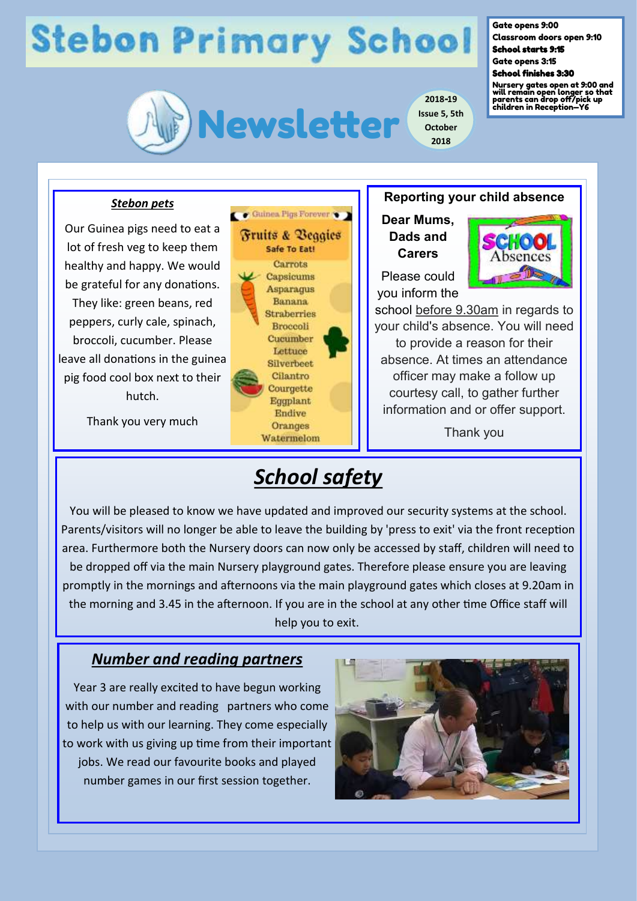# Stebon Primary School

**Gate opens 9:00**
**Classroom doors open 9:10**
**School starts 9:15**
**Gate opens 3:15**
**School finishes 3:30**
**Nursery gates open at 9:00 and will remain open longer so that parents can drop off/pick up children in Reception—Y6**

# Newsletter

2018-19 Issue 5, 5th October 2018

## *Stebon pets*

Our Guinea pigs need to eat a lot of fresh veg to keep them healthy and happy. We would be grateful for any donations. They like: green beans, red peppers, curly cale, spinach, broccoli, cucumber. Please leave all donations in the guinea pig food cool box next to their hutch.

Thank you very much

Guinea Pigs Forever

**Fruits & Veggies**
**Safe To Eat!**

- Carrots
- Capsicums
- Asparagus
- Banana
- Straberries
- Broccoli
- Cucumber
- Lettuce
- Silverbeet
- Cilantro
- Courgette
- Eggplant
- Endive
- Oranges
- Watermelom

## Reporting your child absence

SCHOOL Absences

**Dear Mums, Dads and Carers**

Please could you inform the school before 9.30am in regards to your child's absence. You will need to provide a reason for their absence. At times an attendance officer may make a follow up courtesy call, to gather further information and or offer support.

Thank you

## *School safety*

You will be pleased to know we have updated and improved our security systems at the school. Parents/visitors will no longer be able to leave the building by 'press to exit' via the front reception area. Furthermore both the Nursery doors can now only be accessed by staff, children will need to be dropped off via the main Nursery playground gates. Therefore please ensure you are leaving promptly in the mornings and afternoons via the main playground gates which closes at 9.20am in the morning and 3.45 in the afternoon. If you are in the school at any other time Office staff will help you to exit.

## *Number and reading partners*

Year 3 are really excited to have begun working with our number and reading partners who come to help us with our learning. They come especially to work with us giving up time from their important jobs. We read our favourite books and played number games in our first session together.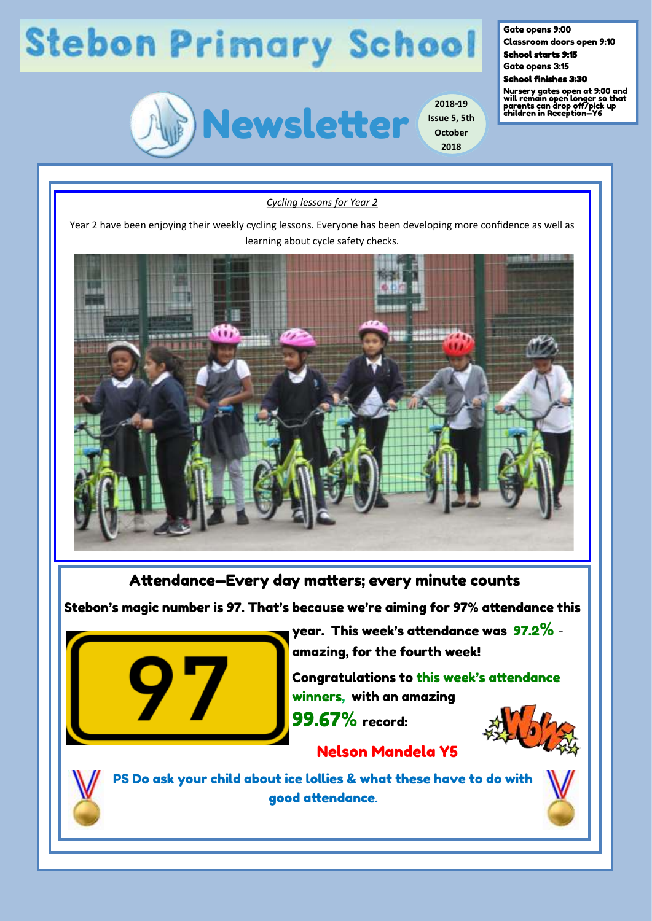# Stebon Primary School

Gate opens 9:00
Classroom doors open 9:10
School starts 9:15
Gate opens 3:15
School finishes 3:30
Nursery gates open at 9:00 and will remain open longer so that parents can drop off/pick up children in Reception—Y6

# Newsletter

2018-19 Issue 5, 5th October 2018

*Cycling lessons for Year 2*

Year 2 have been enjoying their weekly cycling lessons. Everyone has been developing more confidence as well as learning about cycle safety checks.

## Attendance—Every day matters; every minute counts

**Stebon's magic number is 97. That's because we're aiming for 97% attendance this year. This week's attendance was 97.2% - amazing, for the fourth week!**

97

**Congratulations to this week's attendance winners, with an amazing 99.67% record:**

**Nelson Mandela Y5**

**PS Do ask your child about ice lollies & what these have to do with good attendance.**